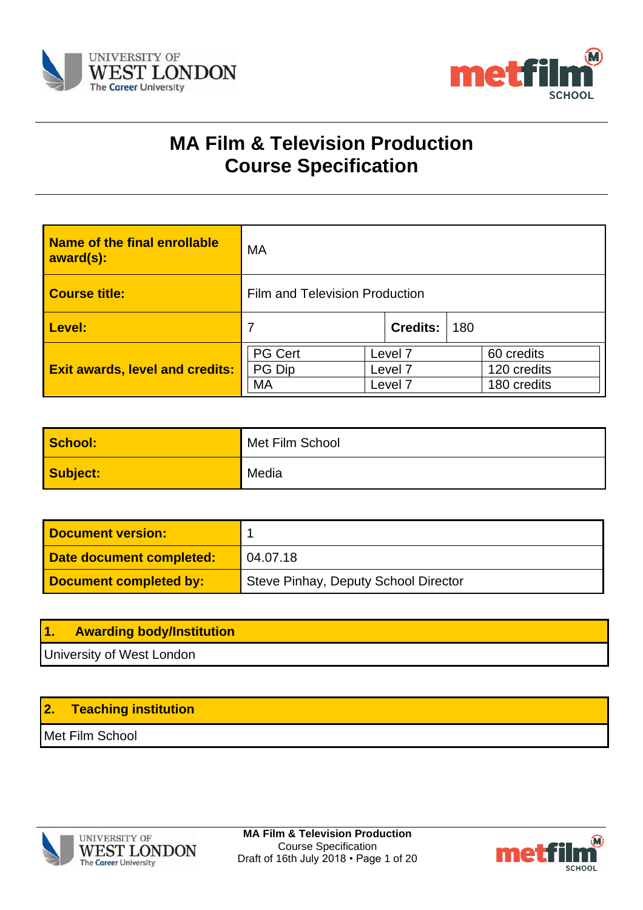# MA Film & Television Production
# Course Specification

| | | | |
|---|---|---|---|
| **Name of the final enrollable award(s):** | MA | | |
| **Course title:** | Film and Television Production | | |
| **Level:** | 7 | **Credits:** | 180 |
| **Exit awards, level and credits:** | PG Cert<br>PG Dip<br>MA | Level 7<br>Level 7<br>Level 7 | 60 credits<br>120 credits<br>180 credits |

| | |
|---|---|
| **School:** | Met Film School |
| **Subject:** | Media |

| | |
|---|---|
| **Document version:** | 1 |
| **Date document completed:** | 04.07.18 |
| **Document completed by:** | Steve Pinhay, Deputy School Director |

## 1. Awarding body/Institution

University of West London

## 2. Teaching institution

Met Film School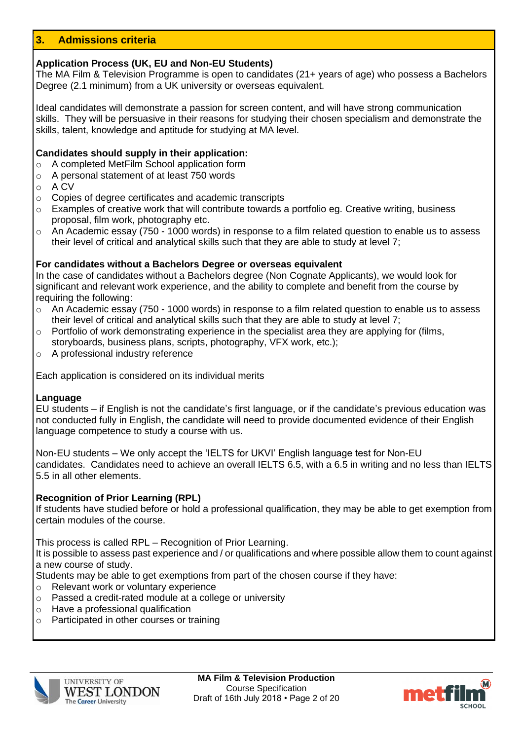## 3. Admissions criteria

**Application Process (UK, EU and Non-EU Students)**

The MA Film & Television Programme is open to candidates (21+ years of age) who possess a Bachelors Degree (2.1 minimum) from a UK university or overseas equivalent.

Ideal candidates will demonstrate a passion for screen content, and will have strong communication skills. They will be persuasive in their reasons for studying their chosen specialism and demonstrate the skills, talent, knowledge and aptitude for studying at MA level.

**Candidates should supply in their application:**

- A completed MetFilm School application form
- A personal statement of at least 750 words
- A CV
- Copies of degree certificates and academic transcripts
- Examples of creative work that will contribute towards a portfolio eg. Creative writing, business proposal, film work, photography etc.
- An Academic essay (750 - 1000 words) in response to a film related question to enable us to assess their level of critical and analytical skills such that they are able to study at level 7;

**For candidates without a Bachelors Degree or overseas equivalent**

In the case of candidates without a Bachelors degree (Non Cognate Applicants), we would look for significant and relevant work experience, and the ability to complete and benefit from the course by requiring the following:

- An Academic essay (750 - 1000 words) in response to a film related question to enable us to assess their level of critical and analytical skills such that they are able to study at level 7;
- Portfolio of work demonstrating experience in the specialist area they are applying for (films, storyboards, business plans, scripts, photography, VFX work, etc.);
- A professional industry reference

Each application is considered on its individual merits

**Language**

EU students – if English is not the candidate's first language, or if the candidate's previous education was not conducted fully in English, the candidate will need to provide documented evidence of their English language competence to study a course with us.

Non-EU students – We only accept the 'IELTS for UKVI' English language test for Non-EU candidates. Candidates need to achieve an overall IELTS 6.5, with a 6.5 in writing and no less than IELTS 5.5 in all other elements.

**Recognition of Prior Learning (RPL)**

If students have studied before or hold a professional qualification, they may be able to get exemption from certain modules of the course.

This process is called RPL – Recognition of Prior Learning.

It is possible to assess past experience and / or qualifications and where possible allow them to count against a new course of study.

Students may be able to get exemptions from part of the chosen course if they have:

- Relevant work or voluntary experience
- Passed a credit-rated module at a college or university
- Have a professional qualification
- Participated in other courses or training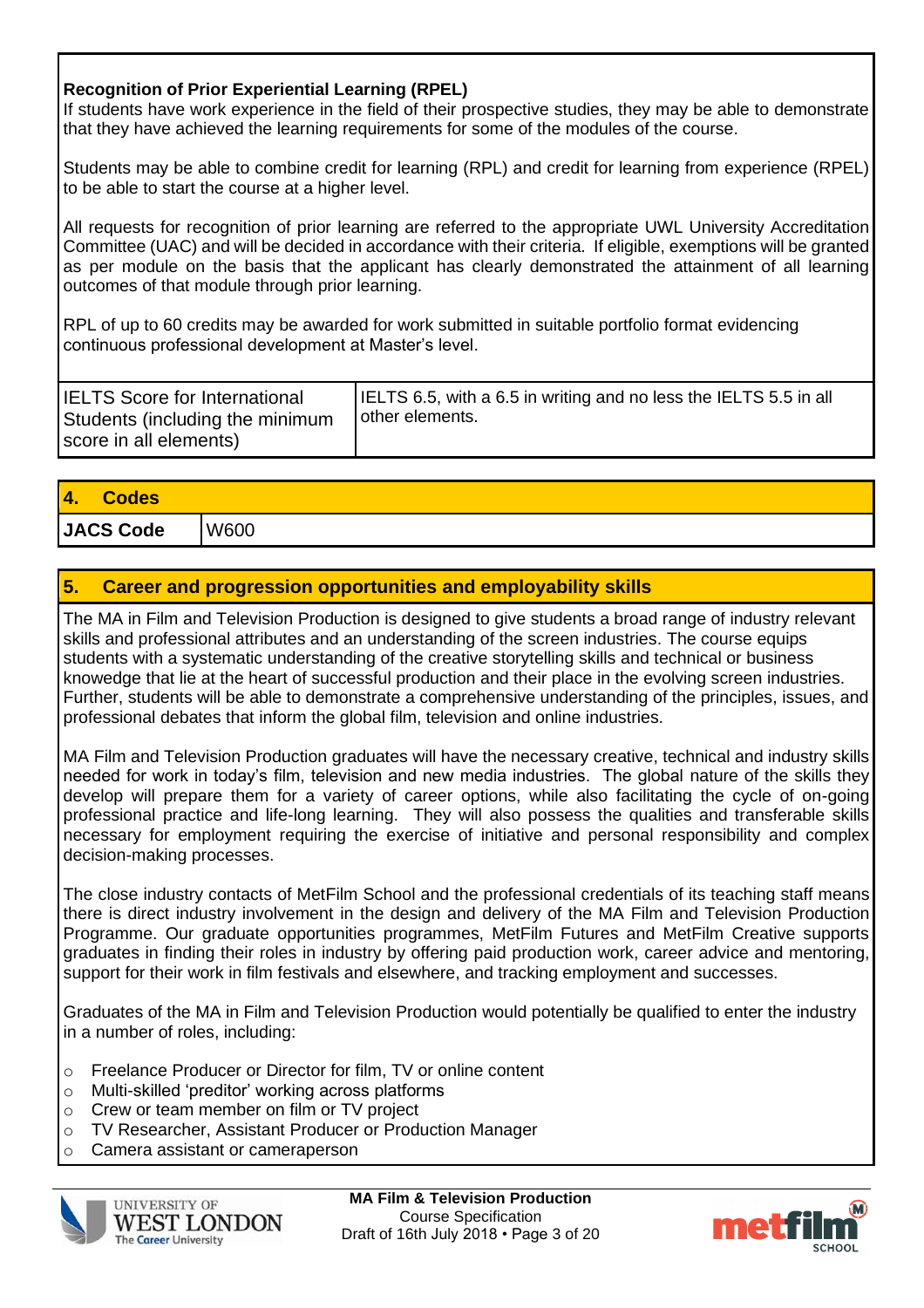**Recognition of Prior Experiential Learning (RPEL)**
If students have work experience in the field of their prospective studies, they may be able to demonstrate that they have achieved the learning requirements for some of the modules of the course.

Students may be able to combine credit for learning (RPL) and credit for learning from experience (RPEL) to be able to start the course at a higher level.

All requests for recognition of prior learning are referred to the appropriate UWL University Accreditation Committee (UAC) and will be decided in accordance with their criteria. If eligible, exemptions will be granted as per module on the basis that the applicant has clearly demonstrated the attainment of all learning outcomes of that module through prior learning.

RPL of up to 60 credits may be awarded for work submitted in suitable portfolio format evidencing continuous professional development at Master's level.

| IELTS Score for International Students (including the minimum score in all elements) | IELTS 6.5, with a 6.5 in writing and no less the IELTS 5.5 in all other elements. |
|---|---|

## 4. Codes

| JACS Code | W600 |
|---|---|

## 5. Career and progression opportunities and employability skills

The MA in Film and Television Production is designed to give students a broad range of industry relevant skills and professional attributes and an understanding of the screen industries. The course equips students with a systematic understanding of the creative storytelling skills and technical or business knowedge that lie at the heart of successful production and their place in the evolving screen industries. Further, students will be able to demonstrate a comprehensive understanding of the principles, issues, and professional debates that inform the global film, television and online industries.

MA Film and Television Production graduates will have the necessary creative, technical and industry skills needed for work in today's film, television and new media industries. The global nature of the skills they develop will prepare them for a variety of career options, while also facilitating the cycle of on-going professional practice and life-long learning. They will also possess the qualities and transferable skills necessary for employment requiring the exercise of initiative and personal responsibility and complex decision-making processes.

The close industry contacts of MetFilm School and the professional credentials of its teaching staff means there is direct industry involvement in the design and delivery of the MA Film and Television Production Programme. Our graduate opportunities programmes, MetFilm Futures and MetFilm Creative supports graduates in finding their roles in industry by offering paid production work, career advice and mentoring, support for their work in film festivals and elsewhere, and tracking employment and successes.

Graduates of the MA in Film and Television Production would potentially be qualified to enter the industry in a number of roles, including:

- Freelance Producer or Director for film, TV or online content
- Multi-skilled 'preditor' working across platforms
- Crew or team member on film or TV project
- TV Researcher, Assistant Producer or Production Manager
- Camera assistant or cameraperson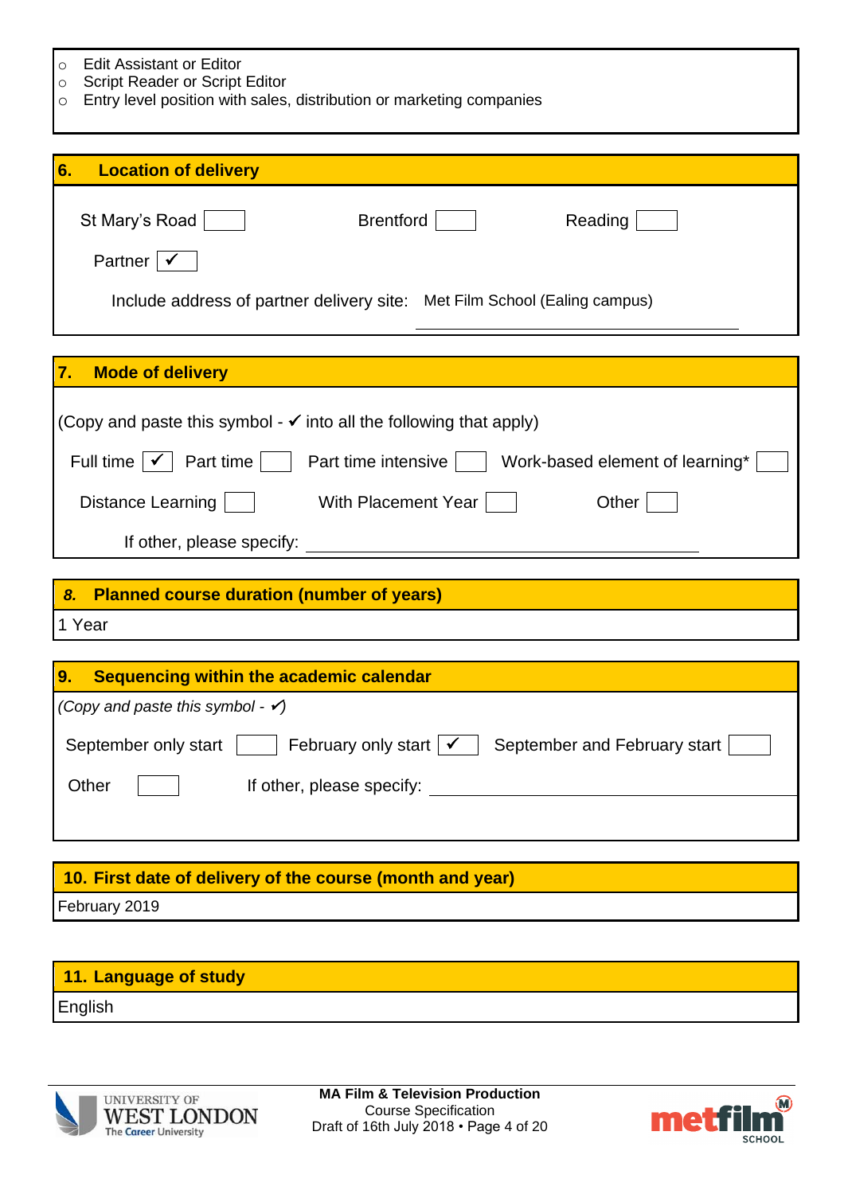- Edit Assistant or Editor
- Script Reader or Script Editor
- Entry level position with sales, distribution or marketing companies

## 6. Location of delivery

St Mary's Road ☐ Brentford ☐ Reading ☐

Partner ☑ ✓

Include address of partner delivery site: Met Film School (Ealing campus)

## 7. Mode of delivery

(Copy and paste this symbol - ✓ into all the following that apply)

Full time ✓ Part time ☐ Part time intensive ☐ Work-based element of learning* ☐

Distance Learning ☐ With Placement Year ☐ Other ☐

If other, please specify: ____________________

## 8. Planned course duration (number of years)

1 Year

## 9. Sequencing within the academic calendar

*(Copy and paste this symbol - ✓)*

September only start ☐ February only start ✓ September and February start ☐

Other ☐ If other, please specify: ____________________

## 10. First date of delivery of the course (month and year)

February 2019

## 11. Language of study

English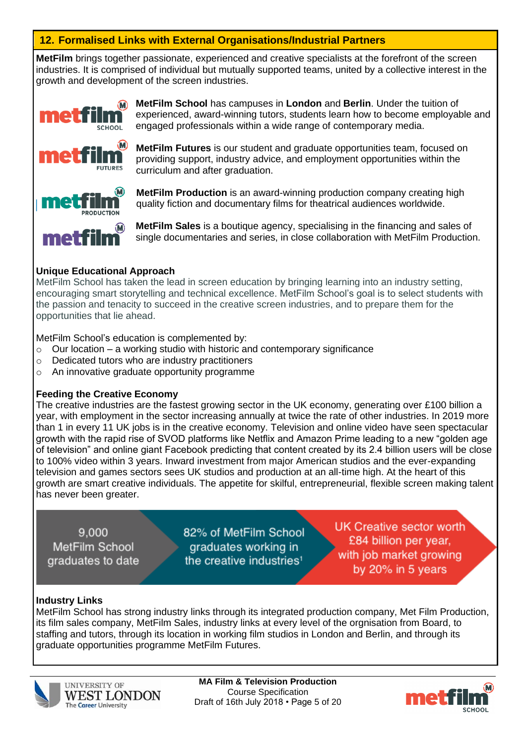## 12. Formalised Links with External Organisations/Industrial Partners

**MetFilm** brings together passionate, experienced and creative specialists at the forefront of the screen industries. It is comprised of individual but mutually supported teams, united by a collective interest in the growth and development of the screen industries.

**MetFilm School** has campuses in **London** and **Berlin**. Under the tuition of experienced, award-winning tutors, students learn how to become employable and engaged professionals within a wide range of contemporary media.

**MetFilm Futures** is our student and graduate opportunities team, focused on providing support, industry advice, and employment opportunities within the curriculum and after graduation.

**MetFilm Production** is an award-winning production company creating high quality fiction and documentary films for theatrical audiences worldwide.

**MetFilm Sales** is a boutique agency, specialising in the financing and sales of single documentaries and series, in close collaboration with MetFilm Production.

**Unique Educational Approach**

MetFilm School has taken the lead in screen education by bringing learning into an industry setting, encouraging smart storytelling and technical excellence. MetFilm School's goal is to select students with the passion and tenacity to succeed in the creative screen industries, and to prepare them for the opportunities that lie ahead.

MetFilm School's education is complemented by:

- Our location – a working studio with historic and contemporary significance
- Dedicated tutors who are industry practitioners
- An innovative graduate opportunity programme

**Feeding the Creative Economy**

The creative industries are the fastest growing sector in the UK economy, generating over £100 billion a year, with employment in the sector increasing annually at twice the rate of other industries. In 2019 more than 1 in every 11 UK jobs is in the creative economy. Television and online video have seen spectacular growth with the rapid rise of SVOD platforms like Netflix and Amazon Prime leading to a new "golden age of television" and online giant Facebook predicting that content created by its 2.4 billion users will be close to 100% video within 3 years. Inward investment from major American studios and the ever-expanding television and games sectors sees UK studios and production at an all-time high. At the heart of this growth are smart creative individuals. The appetite for skilful, entrepreneurial, flexible screen making talent has never been greater.

| 9,000 MetFilm School graduates to date | 82% of MetFilm School graduates working in the creative industries[1] | UK Creative sector worth £84 billion per year, with job market growing by 20% in 5 years |
|---|---|---|

**Industry Links**

MetFilm School has strong industry links through its integrated production company, Met Film Production, its film sales company, MetFilm Sales, industry links at every level of the orgnisation from Board, to staffing and tutors, through its location in working film studios in London and Berlin, and through its graduate opportunities programme MetFilm Futures.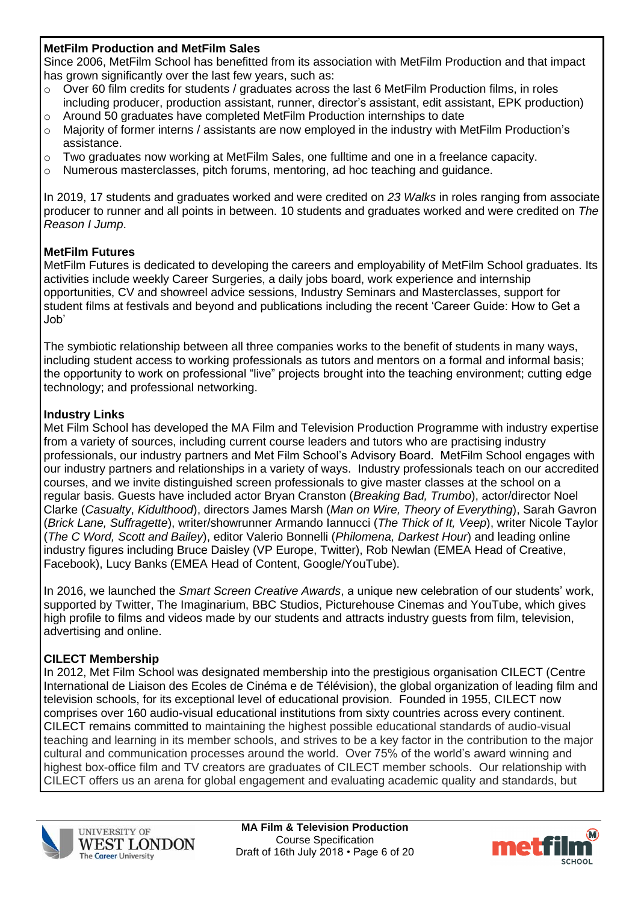**MetFilm Production and MetFilm Sales**

Since 2006, MetFilm School has benefitted from its association with MetFilm Production and that impact has grown significantly over the last few years, such as:

- Over 60 film credits for students / graduates across the last 6 MetFilm Production films, in roles including producer, production assistant, runner, director's assistant, edit assistant, EPK production)
- Around 50 graduates have completed MetFilm Production internships to date
- Majority of former interns / assistants are now employed in the industry with MetFilm Production's assistance.
- Two graduates now working at MetFilm Sales, one fulltime and one in a freelance capacity.
- Numerous masterclasses, pitch forums, mentoring, ad hoc teaching and guidance.

In 2019, 17 students and graduates worked and were credited on *23 Walks* in roles ranging from associate producer to runner and all points in between. 10 students and graduates worked and were credited on *The Reason I Jump*.

**MetFilm Futures**

MetFilm Futures is dedicated to developing the careers and employability of MetFilm School graduates. Its activities include weekly Career Surgeries, a daily jobs board, work experience and internship opportunities, CV and showreel advice sessions, Industry Seminars and Masterclasses, support for student films at festivals and beyond and publications including the recent 'Career Guide: How to Get a Job'

The symbiotic relationship between all three companies works to the benefit of students in many ways, including student access to working professionals as tutors and mentors on a formal and informal basis; the opportunity to work on professional "live" projects brought into the teaching environment; cutting edge technology; and professional networking.

**Industry Links**

Met Film School has developed the MA Film and Television Production Programme with industry expertise from a variety of sources, including current course leaders and tutors who are practising industry professionals, our industry partners and Met Film School's Advisory Board. MetFilm School engages with our industry partners and relationships in a variety of ways. Industry professionals teach on our accredited courses, and we invite distinguished screen professionals to give master classes at the school on a regular basis. Guests have included actor Bryan Cranston (*Breaking Bad, Trumbo*), actor/director Noel Clarke (*Casualty*, *Kidulthood*), directors James Marsh (*Man on Wire, Theory of Everything*), Sarah Gavron (*Brick Lane, Suffragette*), writer/showrunner Armando Iannucci (*The Thick of It, Veep*), writer Nicole Taylor (*The C Word, Scott and Bailey*), editor Valerio Bonnelli (*Philomena, Darkest Hour*) and leading online industry figures including Bruce Daisley (VP Europe, Twitter), Rob Newlan (EMEA Head of Creative, Facebook), Lucy Banks (EMEA Head of Content, Google/YouTube).

In 2016, we launched the *Smart Screen Creative Awards*, a unique new celebration of our students' work, supported by Twitter, The Imaginarium, BBC Studios, Picturehouse Cinemas and YouTube, which gives high profile to films and videos made by our students and attracts industry guests from film, television, advertising and online.

**CILECT Membership**

In 2012, Met Film School was designated membership into the prestigious organisation CILECT (Centre International de Liaison des Ecoles de Cinéma e de Télévision), the global organization of leading film and television schools, for its exceptional level of educational provision. Founded in 1955, CILECT now comprises over 160 audio-visual educational institutions from sixty countries across every continent. CILECT remains committed to maintaining the highest possible educational standards of audio-visual teaching and learning in its member schools, and strives to be a key factor in the contribution to the major cultural and communication processes around the world. Over 75% of the world's award winning and highest box-office film and TV creators are graduates of CILECT member schools. Our relationship with CILECT offers us an arena for global engagement and evaluating academic quality and standards, but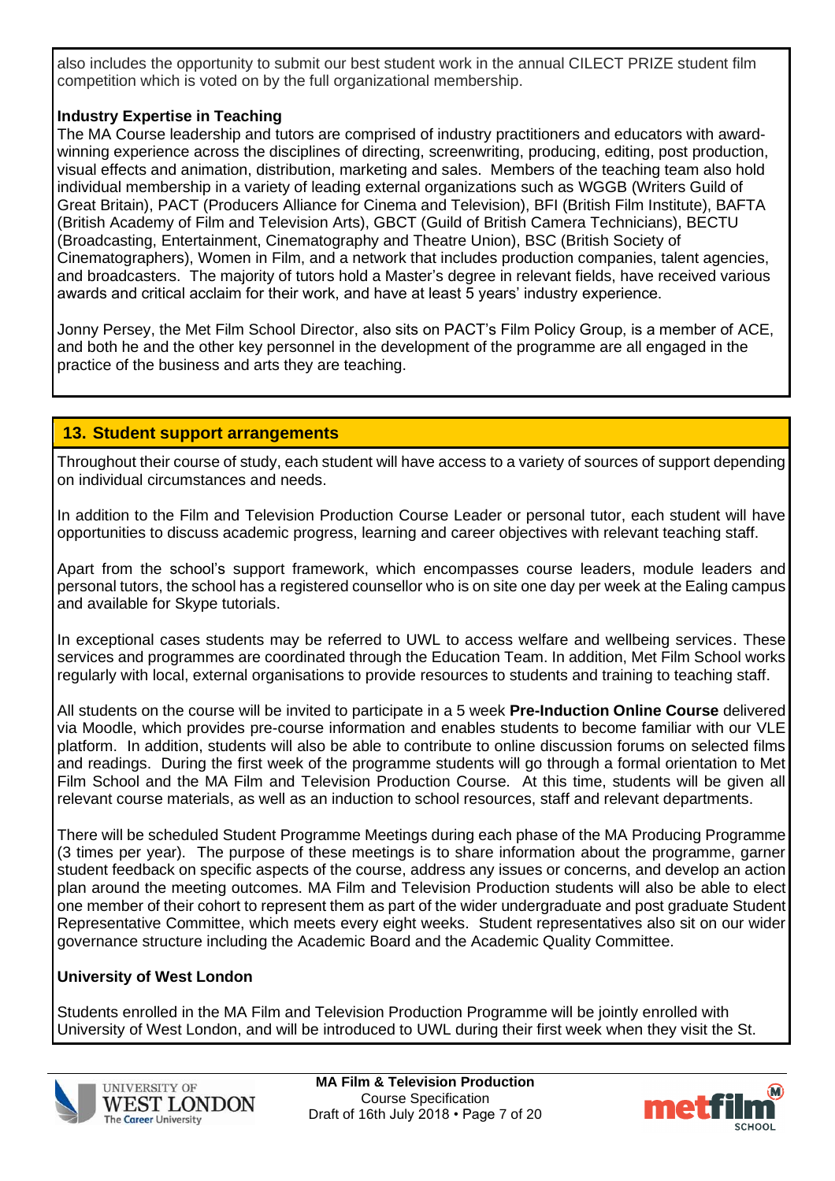also includes the opportunity to submit our best student work in the annual CILECT PRIZE student film competition which is voted on by the full organizational membership.

**Industry Expertise in Teaching**

The MA Course leadership and tutors are comprised of industry practitioners and educators with award-winning experience across the disciplines of directing, screenwriting, producing, editing, post production, visual effects and animation, distribution, marketing and sales. Members of the teaching team also hold individual membership in a variety of leading external organizations such as WGGB (Writers Guild of Great Britain), PACT (Producers Alliance for Cinema and Television), BFI (British Film Institute), BAFTA (British Academy of Film and Television Arts), GBCT (Guild of British Camera Technicians), BECTU (Broadcasting, Entertainment, Cinematography and Theatre Union), BSC (British Society of Cinematographers), Women in Film, and a network that includes production companies, talent agencies, and broadcasters. The majority of tutors hold a Master's degree in relevant fields, have received various awards and critical acclaim for their work, and have at least 5 years' industry experience.

Jonny Persey, the Met Film School Director, also sits on PACT's Film Policy Group, is a member of ACE, and both he and the other key personnel in the development of the programme are all engaged in the practice of the business and arts they are teaching.

## 13. Student support arrangements

Throughout their course of study, each student will have access to a variety of sources of support depending on individual circumstances and needs.

In addition to the Film and Television Production Course Leader or personal tutor, each student will have opportunities to discuss academic progress, learning and career objectives with relevant teaching staff.

Apart from the school's support framework, which encompasses course leaders, module leaders and personal tutors, the school has a registered counsellor who is on site one day per week at the Ealing campus and available for Skype tutorials.

In exceptional cases students may be referred to UWL to access welfare and wellbeing services. These services and programmes are coordinated through the Education Team. In addition, Met Film School works regularly with local, external organisations to provide resources to students and training to teaching staff.

All students on the course will be invited to participate in a 5 week **Pre-Induction Online Course** delivered via Moodle, which provides pre-course information and enables students to become familiar with our VLE platform. In addition, students will also be able to contribute to online discussion forums on selected films and readings. During the first week of the programme students will go through a formal orientation to Met Film School and the MA Film and Television Production Course. At this time, students will be given all relevant course materials, as well as an induction to school resources, staff and relevant departments.

There will be scheduled Student Programme Meetings during each phase of the MA Producing Programme (3 times per year). The purpose of these meetings is to share information about the programme, garner student feedback on specific aspects of the course, address any issues or concerns, and develop an action plan around the meeting outcomes. MA Film and Television Production students will also be able to elect one member of their cohort to represent them as part of the wider undergraduate and post graduate Student Representative Committee, which meets every eight weeks. Student representatives also sit on our wider governance structure including the Academic Board and the Academic Quality Committee.

**University of West London**

Students enrolled in the MA Film and Television Production Programme will be jointly enrolled with University of West London, and will be introduced to UWL during their first week when they visit the St.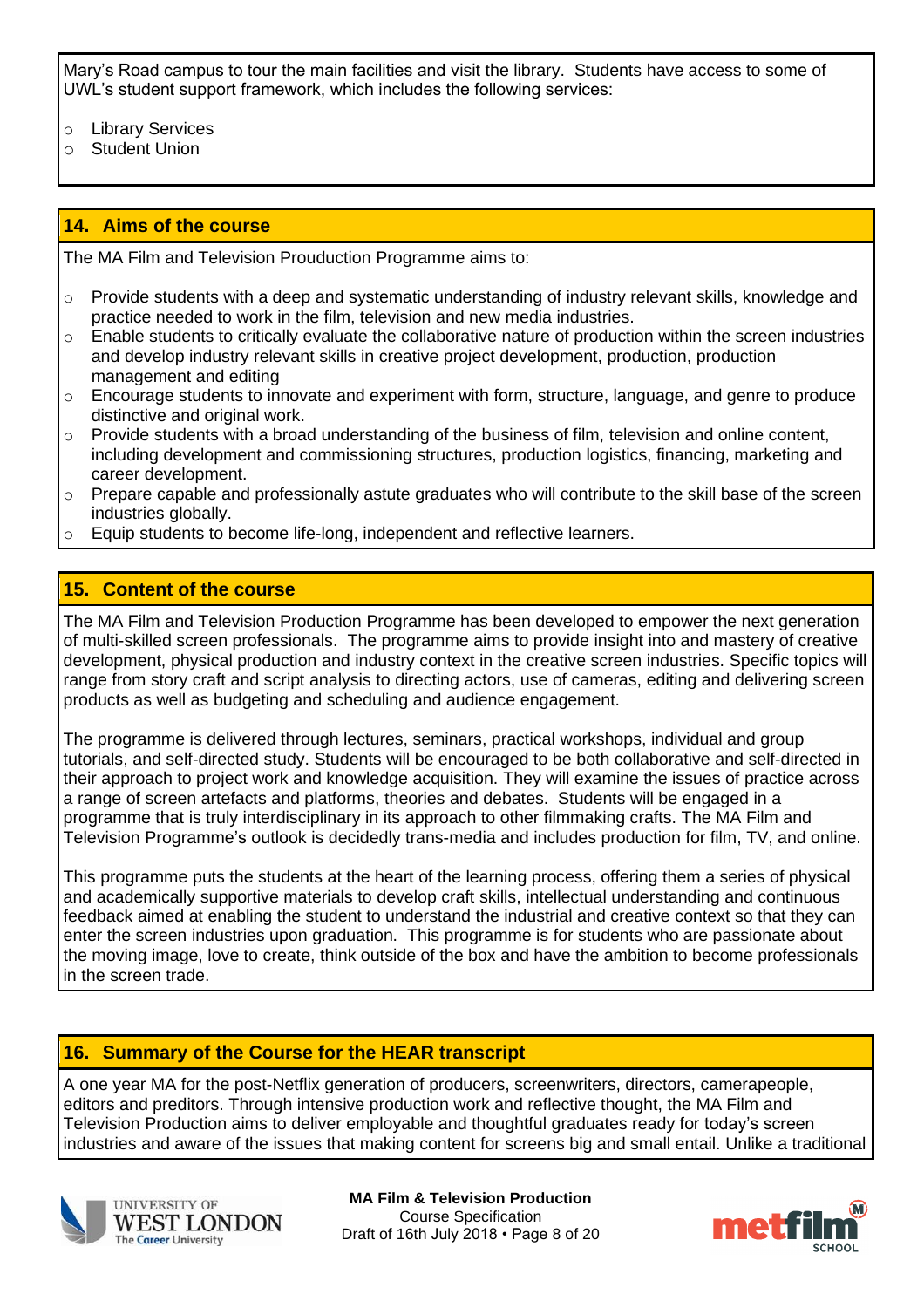Mary's Road campus to tour the main facilities and visit the library. Students have access to some of UWL's student support framework, which includes the following services:

- Library Services
- Student Union

## 14. Aims of the course

The MA Film and Television Prouduction Programme aims to:

- Provide students with a deep and systematic understanding of industry relevant skills, knowledge and practice needed to work in the film, television and new media industries.
- Enable students to critically evaluate the collaborative nature of production within the screen industries and develop industry relevant skills in creative project development, production, production management and editing
- Encourage students to innovate and experiment with form, structure, language, and genre to produce distinctive and original work.
- Provide students with a broad understanding of the business of film, television and online content, including development and commissioning structures, production logistics, financing, marketing and career development.
- Prepare capable and professionally astute graduates who will contribute to the skill base of the screen industries globally.
- Equip students to become life-long, independent and reflective learners.

## 15. Content of the course

The MA Film and Television Production Programme has been developed to empower the next generation of multi-skilled screen professionals. The programme aims to provide insight into and mastery of creative development, physical production and industry context in the creative screen industries. Specific topics will range from story craft and script analysis to directing actors, use of cameras, editing and delivering screen products as well as budgeting and scheduling and audience engagement.

The programme is delivered through lectures, seminars, practical workshops, individual and group tutorials, and self-directed study. Students will be encouraged to be both collaborative and self-directed in their approach to project work and knowledge acquisition. They will examine the issues of practice across a range of screen artefacts and platforms, theories and debates. Students will be engaged in a programme that is truly interdisciplinary in its approach to other filmmaking crafts. The MA Film and Television Programme's outlook is decidedly trans-media and includes production for film, TV, and online.

This programme puts the students at the heart of the learning process, offering them a series of physical and academically supportive materials to develop craft skills, intellectual understanding and continuous feedback aimed at enabling the student to understand the industrial and creative context so that they can enter the screen industries upon graduation. This programme is for students who are passionate about the moving image, love to create, think outside of the box and have the ambition to become professionals in the screen trade.

## 16. Summary of the Course for the HEAR transcript

A one year MA for the post-Netflix generation of producers, screenwriters, directors, camerapeople, editors and preditors. Through intensive production work and reflective thought, the MA Film and Television Production aims to deliver employable and thoughtful graduates ready for today's screen industries and aware of the issues that making content for screens big and small entail. Unlike a traditional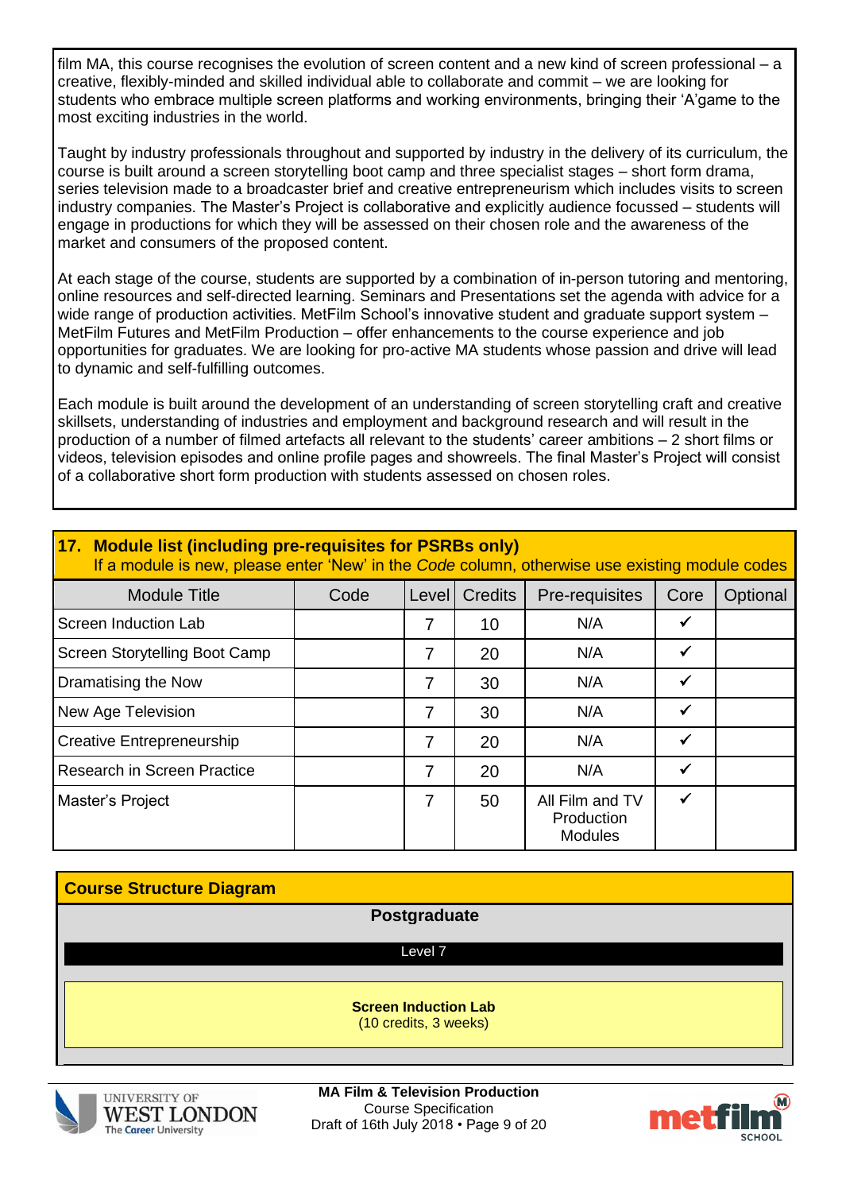film MA, this course recognises the evolution of screen content and a new kind of screen professional – a creative, flexibly-minded and skilled individual able to collaborate and commit – we are looking for students who embrace multiple screen platforms and working environments, bringing their 'A'game to the most exciting industries in the world.

Taught by industry professionals throughout and supported by industry in the delivery of its curriculum, the course is built around a screen storytelling boot camp and three specialist stages – short form drama, series television made to a broadcaster brief and creative entrepreneurism which includes visits to screen industry companies. The Master's Project is collaborative and explicitly audience focussed – students will engage in productions for which they will be assessed on their chosen role and the awareness of the market and consumers of the proposed content.

At each stage of the course, students are supported by a combination of in-person tutoring and mentoring, online resources and self-directed learning. Seminars and Presentations set the agenda with advice for a wide range of production activities. MetFilm School's innovative student and graduate support system – MetFilm Futures and MetFilm Production – offer enhancements to the course experience and job opportunities for graduates. We are looking for pro-active MA students whose passion and drive will lead to dynamic and self-fulfilling outcomes.

Each module is built around the development of an understanding of screen storytelling craft and creative skillsets, understanding of industries and employment and background research and will result in the production of a number of filmed artefacts all relevant to the students' career ambitions – 2 short films or videos, television episodes and online profile pages and showreels. The final Master's Project will consist of a collaborative short form production with students assessed on chosen roles.

## 17. Module list (including pre-requisites for PSRBs only)

If a module is new, please enter 'New' in the *Code* column, otherwise use existing module codes

| Module Title | Code | Level | Credits | Pre-requisites | Core | Optional |
|---|---|---|---|---|---|---|
| Screen Induction Lab | | 7 | 10 | N/A | ✓ | |
| Screen Storytelling Boot Camp | | 7 | 20 | N/A | ✓ | |
| Dramatising the Now | | 7 | 30 | N/A | ✓ | |
| New Age Television | | 7 | 30 | N/A | ✓ | |
| Creative Entrepreneurship | | 7 | 20 | N/A | ✓ | |
| Research in Screen Practice | | 7 | 20 | N/A | ✓ | |
| Master's Project | | 7 | 50 | All Film and TV Production Modules | ✓ | |

## Course Structure Diagram

**Postgraduate**

Level 7

**Screen Induction Lab**
(10 credits, 3 weeks)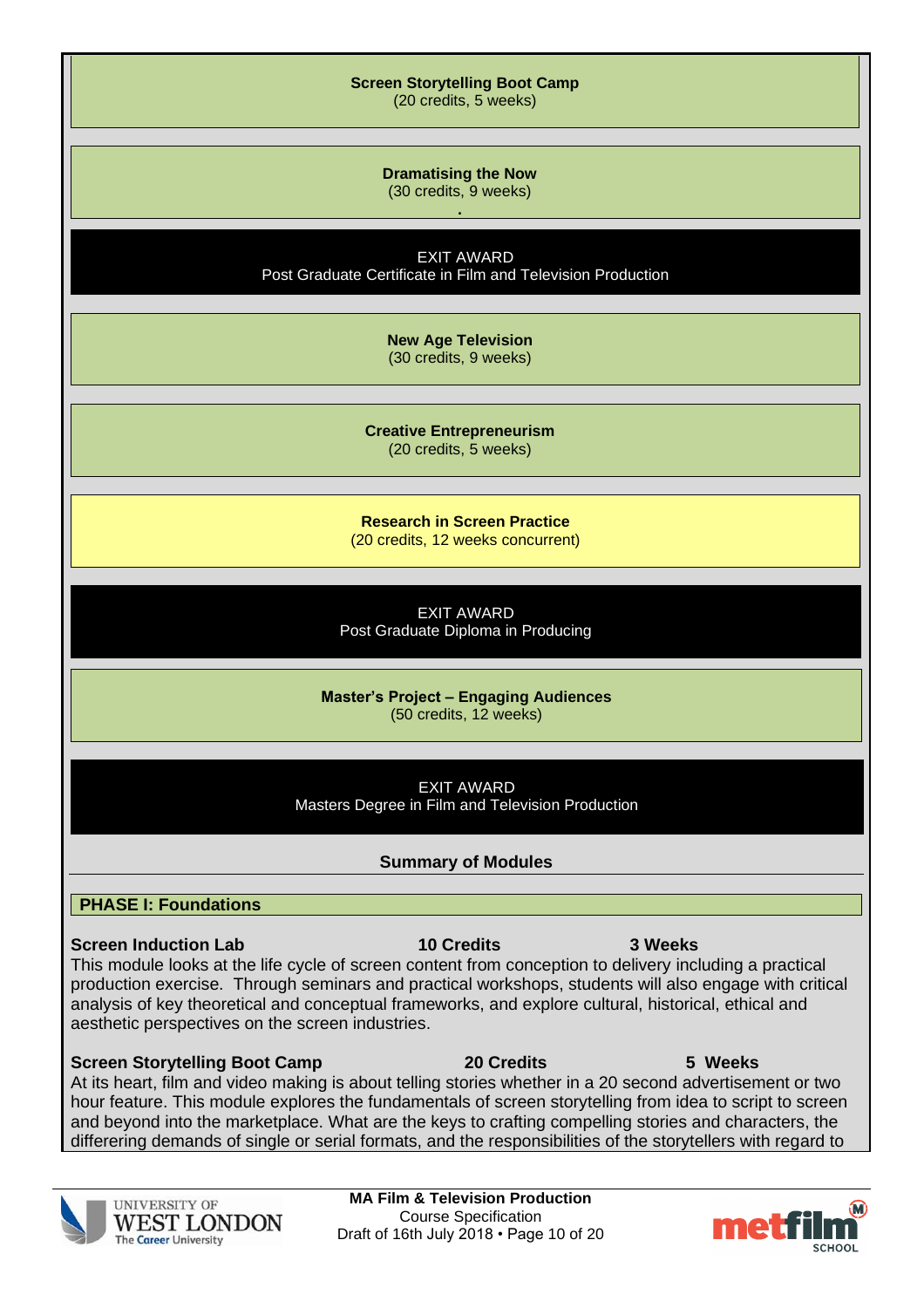**Screen Storytelling Boot Camp**
(20 credits, 5 weeks)

**Dramatising the Now**
(30 credits, 9 weeks)

EXIT AWARD
Post Graduate Certificate in Film and Television Production

**New Age Television**
(30 credits, 9 weeks)

**Creative Entrepreneurism**
(20 credits, 5 weeks)

**Research in Screen Practice**
(20 credits, 12 weeks concurrent)

EXIT AWARD
Post Graduate Diploma in Producing

**Master's Project – Engaging Audiences**
(50 credits, 12 weeks)

EXIT AWARD
Masters Degree in Film and Television Production

## Summary of Modules

### PHASE I: Foundations

**Screen Induction Lab** | **10 Credits** | **3 Weeks**

This module looks at the life cycle of screen content from conception to delivery including a practical production exercise. Through seminars and practical workshops, students will also engage with critical analysis of key theoretical and conceptual frameworks, and explore cultural, historical, ethical and aesthetic perspectives on the screen industries.

**Screen Storytelling Boot Camp** | **20 Credits** | **5 Weeks**

At its heart, film and video making is about telling stories whether in a 20 second advertisement or two hour feature. This module explores the fundamentals of screen storytelling from idea to script to screen and beyond into the marketplace. What are the keys to crafting compelling stories and characters, the differering demands of single or serial formats, and the responsibilities of the storytellers with regard to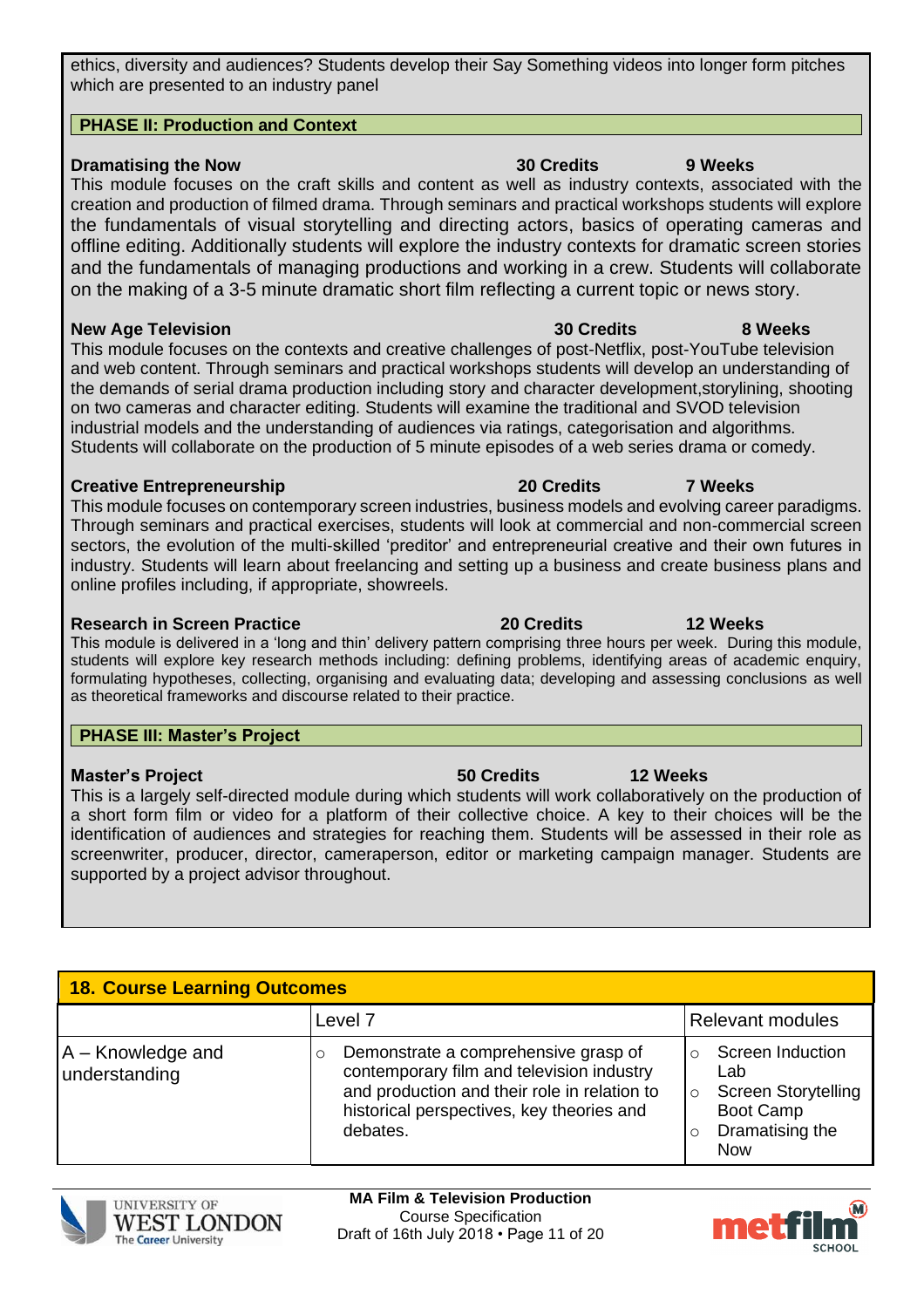ethics, diversity and audiences? Students develop their Say Something videos into longer form pitches which are presented to an industry panel

**PHASE II: Production and Context**

**Dramatising the Now** **30 Credits** **9 Weeks**

This module focuses on the craft skills and content as well as industry contexts, associated with the creation and production of filmed drama. Through seminars and practical workshops students will explore the fundamentals of visual storytelling and directing actors, basics of operating cameras and offline editing. Additionally students will explore the industry contexts for dramatic screen stories and the fundamentals of managing productions and working in a crew. Students will collaborate on the making of a 3-5 minute dramatic short film reflecting a current topic or news story.

**New Age Television** **30 Credits** **8 Weeks**

This module focuses on the contexts and creative challenges of post-Netflix, post-YouTube television and web content. Through seminars and practical workshops students will develop an understanding of the demands of serial drama production including story and character development,storylining, shooting on two cameras and character editing. Students will examine the traditional and SVOD television industrial models and the understanding of audiences via ratings, categorisation and algorithms. Students will collaborate on the production of 5 minute episodes of a web series drama or comedy.

**Creative Entrepreneurship** **20 Credits** **7 Weeks**

This module focuses on contemporary screen industries, business models and evolving career paradigms. Through seminars and practical exercises, students will look at commercial and non-commercial screen sectors, the evolution of the multi-skilled 'preditor' and entrepreneurial creative and their own futures in industry. Students will learn about freelancing and setting up a business and create business plans and online profiles including, if appropriate, showreels.

**Research in Screen Practice** **20 Credits** **12 Weeks**

This module is delivered in a 'long and thin' delivery pattern comprising three hours per week. During this module, students will explore key research methods including: defining problems, identifying areas of academic enquiry, formulating hypotheses, collecting, organising and evaluating data; developing and assessing conclusions as well as theoretical frameworks and discourse related to their practice.

**PHASE III: Master's Project**

**Master's Project** **50 Credits** **12 Weeks**

This is a largely self-directed module during which students will work collaboratively on the production of a short form film or video for a platform of their collective choice. A key to their choices will be the identification of audiences and strategies for reaching them. Students will be assessed in their role as screenwriter, producer, director, cameraperson, editor or marketing campaign manager. Students are supported by a project advisor throughout.

## 18. Course Learning Outcomes

| | Level 7 | Relevant modules |
|---|---|---|
| A – Knowledge and understanding | ○ Demonstrate a comprehensive grasp of contemporary film and television industry and production and their role in relation to historical perspectives, key theories and debates. | ○ Screen Induction Lab<br>○ Screen Storytelling Boot Camp<br>○ Dramatising the Now |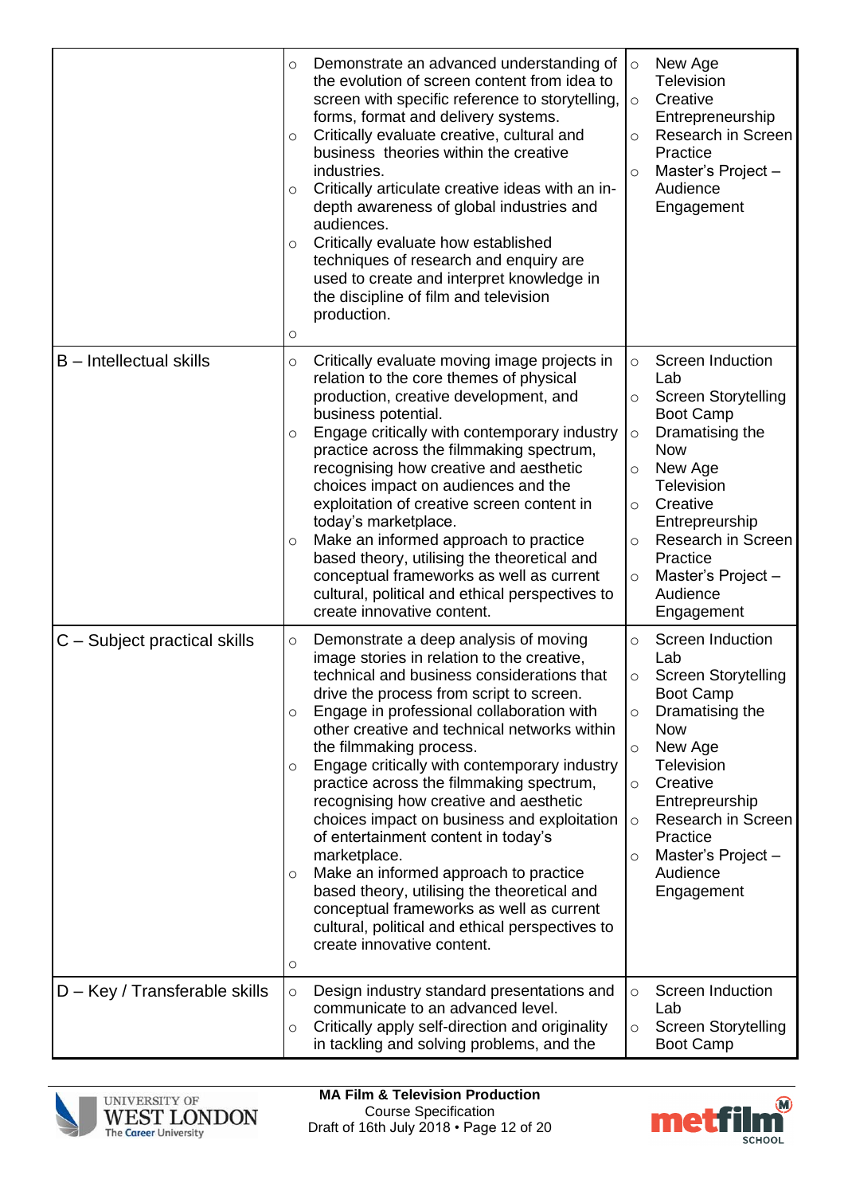| | | |
|---|---|---|
| | ○ Demonstrate an advanced understanding of the evolution of screen content from idea to screen with specific reference to storytelling, forms, format and delivery systems.<br>○ Critically evaluate creative, cultural and business theories within the creative industries.<br>○ Critically articulate creative ideas with an in-depth awareness of global industries and audiences.<br>○ Critically evaluate how established techniques of research and enquiry are used to create and interpret knowledge in the discipline of film and television production.<br>○ | ○ New Age Television<br>○ Creative Entrepreneurship<br>○ Research in Screen Practice<br>○ Master's Project – Audience Engagement |
| B – Intellectual skills | ○ Critically evaluate moving image projects in relation to the core themes of physical production, creative development, and business potential.<br>○ Engage critically with contemporary industry practice across the filmmaking spectrum, recognising how creative and aesthetic choices impact on audiences and the exploitation of creative screen content in today's marketplace.<br>○ Make an informed approach to practice based theory, utilising the theoretical and conceptual frameworks as well as current cultural, political and ethical perspectives to create innovative content. | ○ Screen Induction Lab<br>○ Screen Storytelling Boot Camp<br>○ Dramatising the Now<br>○ New Age Television<br>○ Creative Entrepreneurship<br>○ Research in Screen Practice<br>○ Master's Project – Audience Engagement |
| C – Subject practical skills | ○ Demonstrate a deep analysis of moving image stories in relation to the creative, technical and business considerations that drive the process from script to screen.<br>○ Engage in professional collaboration with other creative and technical networks within the filmmaking process.<br>○ Engage critically with contemporary industry practice across the filmmaking spectrum, recognising how creative and aesthetic choices impact on business and exploitation of entertainment content in today's marketplace.<br>○ Make an informed approach to practice based theory, utilising the theoretical and conceptual frameworks as well as current cultural, political and ethical perspectives to create innovative content.<br>○ | ○ Screen Induction Lab<br>○ Screen Storytelling Boot Camp<br>○ Dramatising the Now<br>○ New Age Television<br>○ Creative Entrepreneurship<br>○ Research in Screen Practice<br>○ Master's Project – Audience Engagement |
| D – Key / Transferable skills | ○ Design industry standard presentations and communicate to an advanced level.<br>○ Critically apply self-direction and originality in tackling and solving problems, and the | ○ Screen Induction Lab<br>○ Screen Storytelling Boot Camp |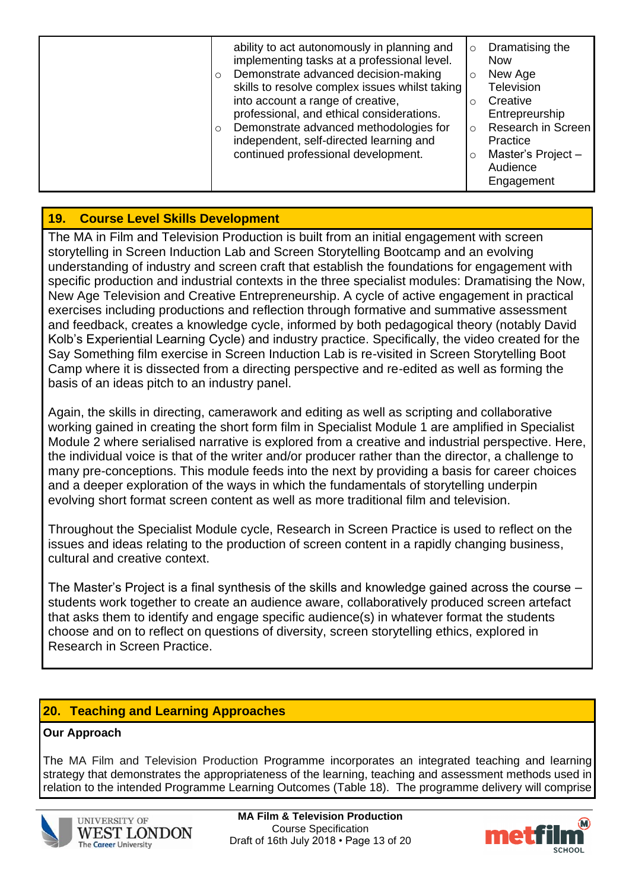| | | |
|---|---|---|
| | ability to act autonomously in planning and implementing tasks at a professional level.<br>○ Demonstrate advanced decision-making skills to resolve complex issues whilst taking into account a range of creative, professional, and ethical considerations.<br>○ Demonstrate advanced methodologies for independent, self-directed learning and continued professional development. | ○ Dramatising the Now<br>○ New Age Television<br>○ Creative Entrepreurship<br>○ Research in Screen Practice<br>○ Master's Project – Audience Engagement |

## 19. Course Level Skills Development

The MA in Film and Television Production is built from an initial engagement with screen storytelling in Screen Induction Lab and Screen Storytelling Bootcamp and an evolving understanding of industry and screen craft that establish the foundations for engagement with specific production and industrial contexts in the three specialist modules: Dramatising the Now, New Age Television and Creative Entrepreneurship. A cycle of active engagement in practical exercises including productions and reflection through formative and summative assessment and feedback, creates a knowledge cycle, informed by both pedagogical theory (notably David Kolb's Experiential Learning Cycle) and industry practice. Specifically, the video created for the Say Something film exercise in Screen Induction Lab is re-visited in Screen Storytelling Boot Camp where it is dissected from a directing perspective and re-edited as well as forming the basis of an ideas pitch to an industry panel.

Again, the skills in directing, camerawork and editing as well as scripting and collaborative working gained in creating the short form film in Specialist Module 1 are amplified in Specialist Module 2 where serialised narrative is explored from a creative and industrial perspective. Here, the individual voice is that of the writer and/or producer rather than the director, a challenge to many pre-conceptions. This module feeds into the next by providing a basis for career choices and a deeper exploration of the ways in which the fundamentals of storytelling underpin evolving short format screen content as well as more traditional film and television.

Throughout the Specialist Module cycle, Research in Screen Practice is used to reflect on the issues and ideas relating to the production of screen content in a rapidly changing business, cultural and creative context.

The Master's Project is a final synthesis of the skills and knowledge gained across the course – students work together to create an audience aware, collaboratively produced screen artefact that asks them to identify and engage specific audience(s) in whatever format the students choose and on to reflect on questions of diversity, screen storytelling ethics, explored in Research in Screen Practice.

## 20. Teaching and Learning Approaches

**Our Approach**

The MA Film and Television Production Programme incorporates an integrated teaching and learning strategy that demonstrates the appropriateness of the learning, teaching and assessment methods used in relation to the intended Programme Learning Outcomes (Table 18). The programme delivery will comprise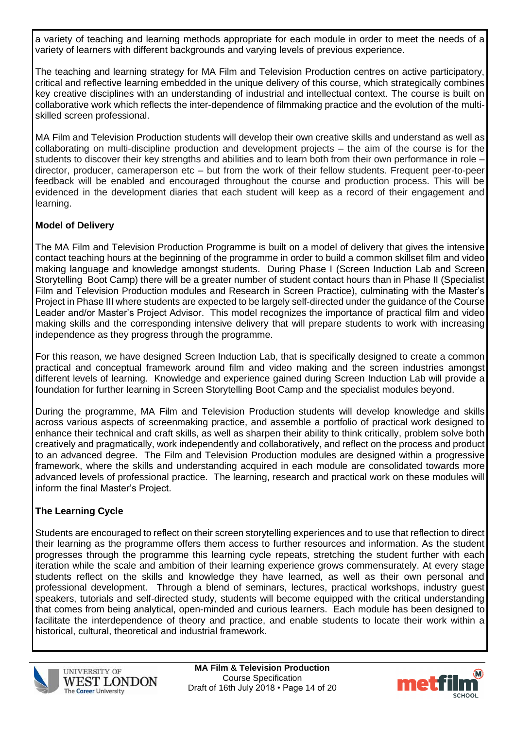a variety of teaching and learning methods appropriate for each module in order to meet the needs of a variety of learners with different backgrounds and varying levels of previous experience.

The teaching and learning strategy for MA Film and Television Production centres on active participatory, critical and reflective learning embedded in the unique delivery of this course, which strategically combines key creative disciplines with an understanding of industrial and intellectual context. The course is built on collaborative work which reflects the inter-dependence of filmmaking practice and the evolution of the multi-skilled screen professional.

MA Film and Television Production students will develop their own creative skills and understand as well as collaborating on multi-discipline production and development projects – the aim of the course is for the students to discover their key strengths and abilities and to learn both from their own performance in role – director, producer, cameraperson etc – but from the work of their fellow students. Frequent peer-to-peer feedback will be enabled and encouraged throughout the course and production process. This will be evidenced in the development diaries that each student will keep as a record of their engagement and learning.

**Model of Delivery**

The MA Film and Television Production Programme is built on a model of delivery that gives the intensive contact teaching hours at the beginning of the programme in order to build a common skillset film and video making language and knowledge amongst students. During Phase I (Screen Induction Lab and Screen Storytelling Boot Camp) there will be a greater number of student contact hours than in Phase II (Specialist Film and Television Production modules and Research in Screen Practice), culminating with the Master's Project in Phase III where students are expected to be largely self-directed under the guidance of the Course Leader and/or Master's Project Advisor. This model recognizes the importance of practical film and video making skills and the corresponding intensive delivery that will prepare students to work with increasing independence as they progress through the programme.

For this reason, we have designed Screen Induction Lab, that is specifically designed to create a common practical and conceptual framework around film and video making and the screen industries amongst different levels of learning. Knowledge and experience gained during Screen Induction Lab will provide a foundation for further learning in Screen Storytelling Boot Camp and the specialist modules beyond.

During the programme, MA Film and Television Production students will develop knowledge and skills across various aspects of screenmaking practice, and assemble a portfolio of practical work designed to enhance their technical and craft skills, as well as sharpen their ability to think critically, problem solve both creatively and pragmatically, work independently and collaboratively, and reflect on the process and product to an advanced degree. The Film and Television Production modules are designed within a progressive framework, where the skills and understanding acquired in each module are consolidated towards more advanced levels of professional practice. The learning, research and practical work on these modules will inform the final Master's Project.

**The Learning Cycle**

Students are encouraged to reflect on their screen storytelling experiences and to use that reflection to direct their learning as the programme offers them access to further resources and information. As the student progresses through the programme this learning cycle repeats, stretching the student further with each iteration while the scale and ambition of their learning experience grows commensurately. At every stage students reflect on the skills and knowledge they have learned, as well as their own personal and professional development. Through a blend of seminars, lectures, practical workshops, industry guest speakers, tutorials and self-directed study, students will become equipped with the critical understanding that comes from being analytical, open-minded and curious learners. Each module has been designed to facilitate the interdependence of theory and practice, and enable students to locate their work within a historical, cultural, theoretical and industrial framework.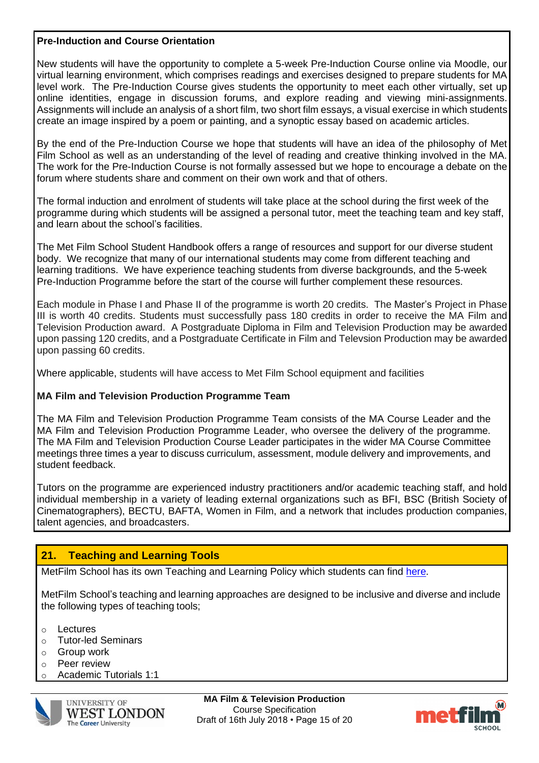**Pre-Induction and Course Orientation**

New students will have the opportunity to complete a 5-week Pre-Induction Course online via Moodle, our virtual learning environment, which comprises readings and exercises designed to prepare students for MA level work. The Pre-Induction Course gives students the opportunity to meet each other virtually, set up online identities, engage in discussion forums, and explore reading and viewing mini-assignments. Assignments will include an analysis of a short film, two short film essays, a visual exercise in which students create an image inspired by a poem or painting, and a synoptic essay based on academic articles.

By the end of the Pre-Induction Course we hope that students will have an idea of the philosophy of Met Film School as well as an understanding of the level of reading and creative thinking involved in the MA. The work for the Pre-Induction Course is not formally assessed but we hope to encourage a debate on the forum where students share and comment on their own work and that of others.

The formal induction and enrolment of students will take place at the school during the first week of the programme during which students will be assigned a personal tutor, meet the teaching team and key staff, and learn about the school's facilities.

The Met Film School Student Handbook offers a range of resources and support for our diverse student body. We recognize that many of our international students may come from different teaching and learning traditions. We have experience teaching students from diverse backgrounds, and the 5-week Pre-Induction Programme before the start of the course will further complement these resources.

Each module in Phase I and Phase II of the programme is worth 20 credits. The Master's Project in Phase III is worth 40 credits. Students must successfully pass 180 credits in order to receive the MA Film and Television Production award. A Postgraduate Diploma in Film and Television Production may be awarded upon passing 120 credits, and a Postgraduate Certificate in Film and Televsion Production may be awarded upon passing 60 credits.

Where applicable, students will have access to Met Film School equipment and facilities

**MA Film and Television Production Programme Team**

The MA Film and Television Production Programme Team consists of the MA Course Leader and the MA Film and Television Production Programme Leader, who oversee the delivery of the programme. The MA Film and Television Production Course Leader participates in the wider MA Course Committee meetings three times a year to discuss curriculum, assessment, module delivery and improvements, and student feedback.

Tutors on the programme are experienced industry practitioners and/or academic teaching staff, and hold individual membership in a variety of leading external organizations such as BFI, BSC (British Society of Cinematographers), BECTU, BAFTA, Women in Film, and a network that includes production companies, talent agencies, and broadcasters.

## 21. Teaching and Learning Tools

MetFilm School has its own Teaching and Learning Policy which students can find here.

MetFilm School's teaching and learning approaches are designed to be inclusive and diverse and include the following types of teaching tools;

- Lectures
- Tutor-led Seminars
- Group work
- Peer review
- Academic Tutorials 1:1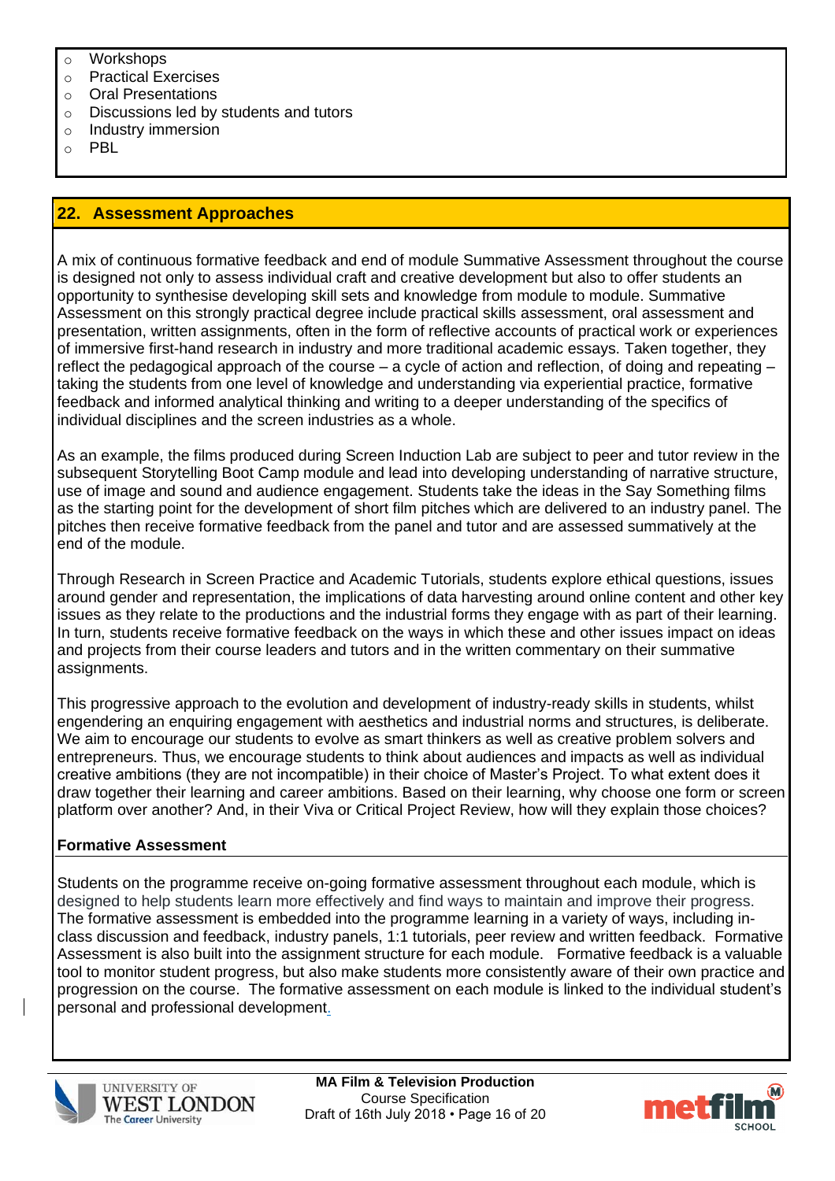- Workshops
- Practical Exercises
- Oral Presentations
- Discussions led by students and tutors
- Industry immersion
- PBL

## 22. Assessment Approaches

A mix of continuous formative feedback and end of module Summative Assessment throughout the course is designed not only to assess individual craft and creative development but also to offer students an opportunity to synthesise developing skill sets and knowledge from module to module. Summative Assessment on this strongly practical degree include practical skills assessment, oral assessment and presentation, written assignments, often in the form of reflective accounts of practical work or experiences of immersive first-hand research in industry and more traditional academic essays. Taken together, they reflect the pedagogical approach of the course – a cycle of action and reflection, of doing and repeating – taking the students from one level of knowledge and understanding via experiential practice, formative feedback and informed analytical thinking and writing to a deeper understanding of the specifics of individual disciplines and the screen industries as a whole.

As an example, the films produced during Screen Induction Lab are subject to peer and tutor review in the subsequent Storytelling Boot Camp module and lead into developing understanding of narrative structure, use of image and sound and audience engagement. Students take the ideas in the Say Something films as the starting point for the development of short film pitches which are delivered to an industry panel. The pitches then receive formative feedback from the panel and tutor and are assessed summatively at the end of the module.

Through Research in Screen Practice and Academic Tutorials, students explore ethical questions, issues around gender and representation, the implications of data harvesting around online content and other key issues as they relate to the productions and the industrial forms they engage with as part of their learning. In turn, students receive formative feedback on the ways in which these and other issues impact on ideas and projects from their course leaders and tutors and in the written commentary on their summative assignments.

This progressive approach to the evolution and development of industry-ready skills in students, whilst engendering an enquiring engagement with aesthetics and industrial norms and structures, is deliberate. We aim to encourage our students to evolve as smart thinkers as well as creative problem solvers and entrepreneurs. Thus, we encourage students to think about audiences and impacts as well as individual creative ambitions (they are not incompatible) in their choice of Master's Project. To what extent does it draw together their learning and career ambitions. Based on their learning, why choose one form or screen platform over another? And, in their Viva or Critical Project Review, how will they explain those choices?

**Formative Assessment**

Students on the programme receive on-going formative assessment throughout each module, which is designed to help students learn more effectively and find ways to maintain and improve their progress. The formative assessment is embedded into the programme learning in a variety of ways, including in-class discussion and feedback, industry panels, 1:1 tutorials, peer review and written feedback. Formative Assessment is also built into the assignment structure for each module. Formative feedback is a valuable tool to monitor student progress, but also make students more consistently aware of their own practice and progression on the course. The formative assessment on each module is linked to the individual student's personal and professional development.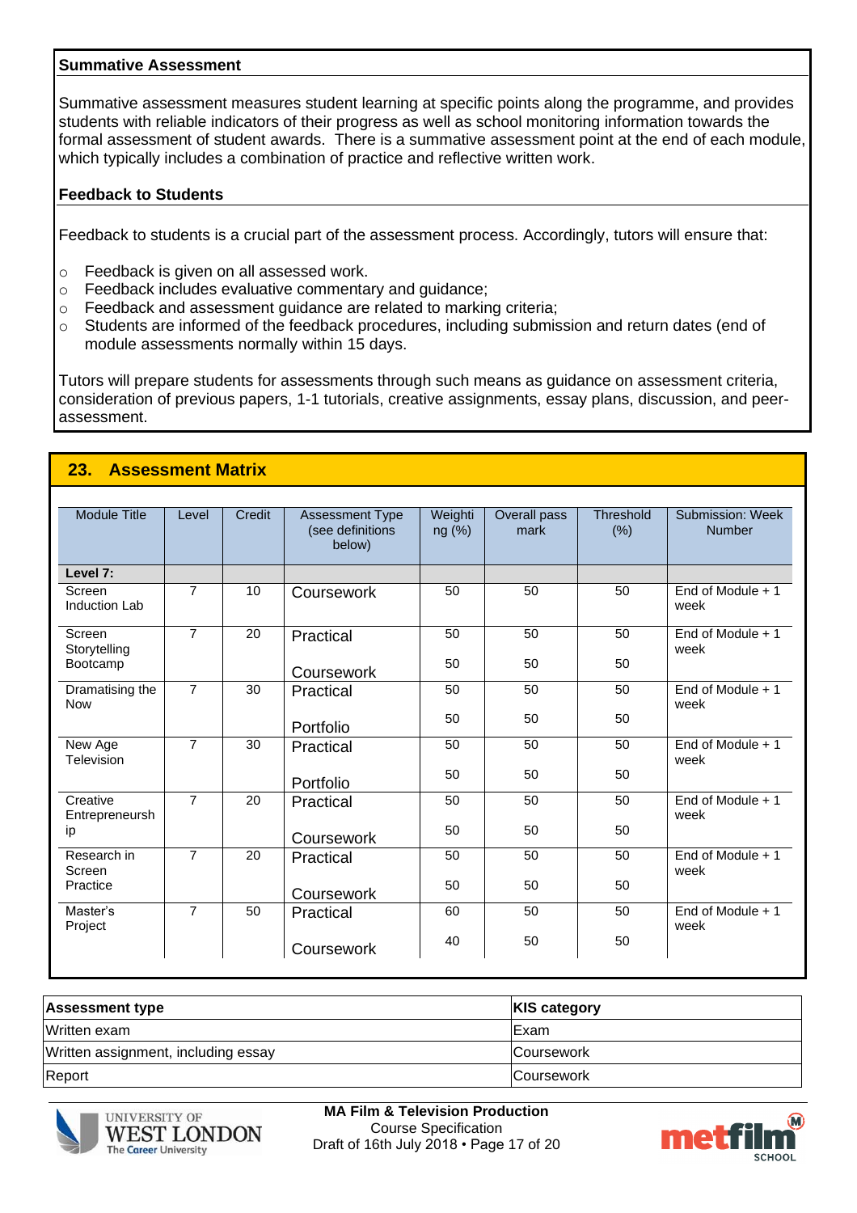### Summative Assessment

Summative assessment measures student learning at specific points along the programme, and provides students with reliable indicators of their progress as well as school monitoring information towards the formal assessment of student awards. There is a summative assessment point at the end of each module, which typically includes a combination of practice and reflective written work.

### Feedback to Students

Feedback to students is a crucial part of the assessment process. Accordingly, tutors will ensure that:

- Feedback is given on all assessed work.
- Feedback includes evaluative commentary and guidance;
- Feedback and assessment guidance are related to marking criteria;
- Students are informed of the feedback procedures, including submission and return dates (end of module assessments normally within 15 days.

Tutors will prepare students for assessments through such means as guidance on assessment criteria, consideration of previous papers, 1-1 tutorials, creative assignments, essay plans, discussion, and peer-assessment.

## 23. Assessment Matrix

| Module Title | Level | Credit | Assessment Type (see definitions below) | Weighting (%) | Overall pass mark | Threshold (%) | Submission: Week Number |
|---|---|---|---|---|---|---|---|
| **Level 7:** | | | | | | | |
| Screen Induction Lab | 7 | 10 | Coursework | 50 | 50 | 50 | End of Module + 1 week |
| Screen Storytelling Bootcamp | 7 | 20 | Practical | 50 | 50 | 50 | End of Module + 1 week |
| | | | Coursework | 50 | 50 | 50 | |
| Dramatising the Now | 7 | 30 | Practical | 50 | 50 | 50 | End of Module + 1 week |
| | | | Portfolio | 50 | 50 | 50 | |
| New Age Television | 7 | 30 | Practical | 50 | 50 | 50 | End of Module + 1 week |
| | | | Portfolio | 50 | 50 | 50 | |
| Creative Entrepreneurship | 7 | 20 | Practical | 50 | 50 | 50 | End of Module + 1 week |
| | | | Coursework | 50 | 50 | 50 | |
| Research in Screen Practice | 7 | 20 | Practical | 50 | 50 | 50 | End of Module + 1 week |
| | | | Coursework | 50 | 50 | 50 | |
| Master's Project | 7 | 50 | Practical | 60 | 50 | 50 | End of Module + 1 week |
| | | | Coursework | 40 | 50 | 50 | |

| Assessment type | KIS category |
|---|---|
| Written exam | Exam |
| Written assignment, including essay | Coursework |
| Report | Coursework |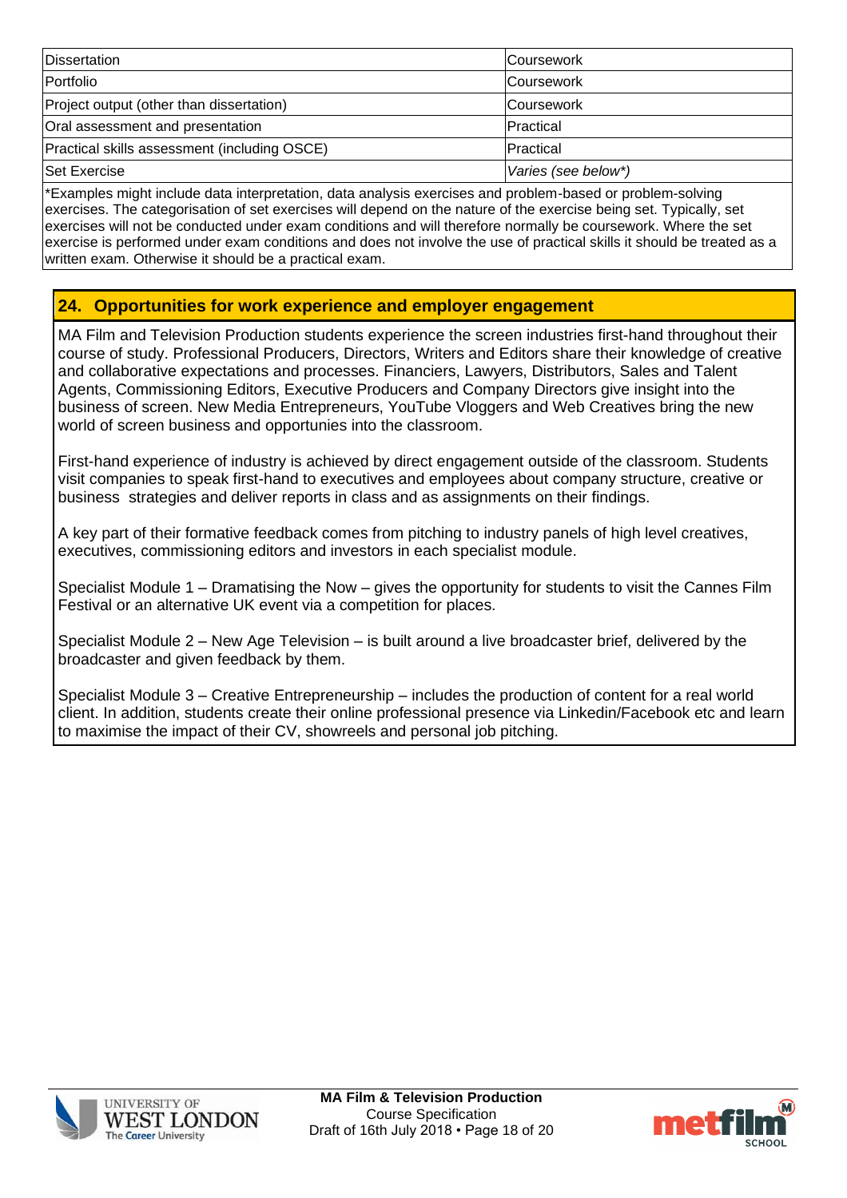| Dissertation | Coursework |
|---|---|
| Portfolio | Coursework |
| Project output (other than dissertation) | Coursework |
| Oral assessment and presentation | Practical |
| Practical skills assessment (including OSCE) | Practical |
| Set Exercise | *Varies (see below*)* |

*Examples might include data interpretation, data analysis exercises and problem-based or problem-solving exercises. The categorisation of set exercises will depend on the nature of the exercise being set. Typically, set exercises will not be conducted under exam conditions and will therefore normally be coursework. Where the set exercise is performed under exam conditions and does not involve the use of practical skills it should be treated as a written exam. Otherwise it should be a practical exam.

## 24. Opportunities for work experience and employer engagement

MA Film and Television Production students experience the screen industries first-hand throughout their course of study. Professional Producers, Directors, Writers and Editors share their knowledge of creative and collaborative expectations and processes. Financiers, Lawyers, Distributors, Sales and Talent Agents, Commissioning Editors, Executive Producers and Company Directors give insight into the business of screen. New Media Entrepreneurs, YouTube Vloggers and Web Creatives bring the new world of screen business and opportunies into the classroom.

First-hand experience of industry is achieved by direct engagement outside of the classroom. Students visit companies to speak first-hand to executives and employees about company structure, creative or business strategies and deliver reports in class and as assignments on their findings.

A key part of their formative feedback comes from pitching to industry panels of high level creatives, executives, commissioning editors and investors in each specialist module.

Specialist Module 1 – Dramatising the Now – gives the opportunity for students to visit the Cannes Film Festival or an alternative UK event via a competition for places.

Specialist Module 2 – New Age Television – is built around a live broadcaster brief, delivered by the broadcaster and given feedback by them.

Specialist Module 3 – Creative Entrepreneurship – includes the production of content for a real world client. In addition, students create their online professional presence via Linkedin/Facebook etc and learn to maximise the impact of their CV, showreels and personal job pitching.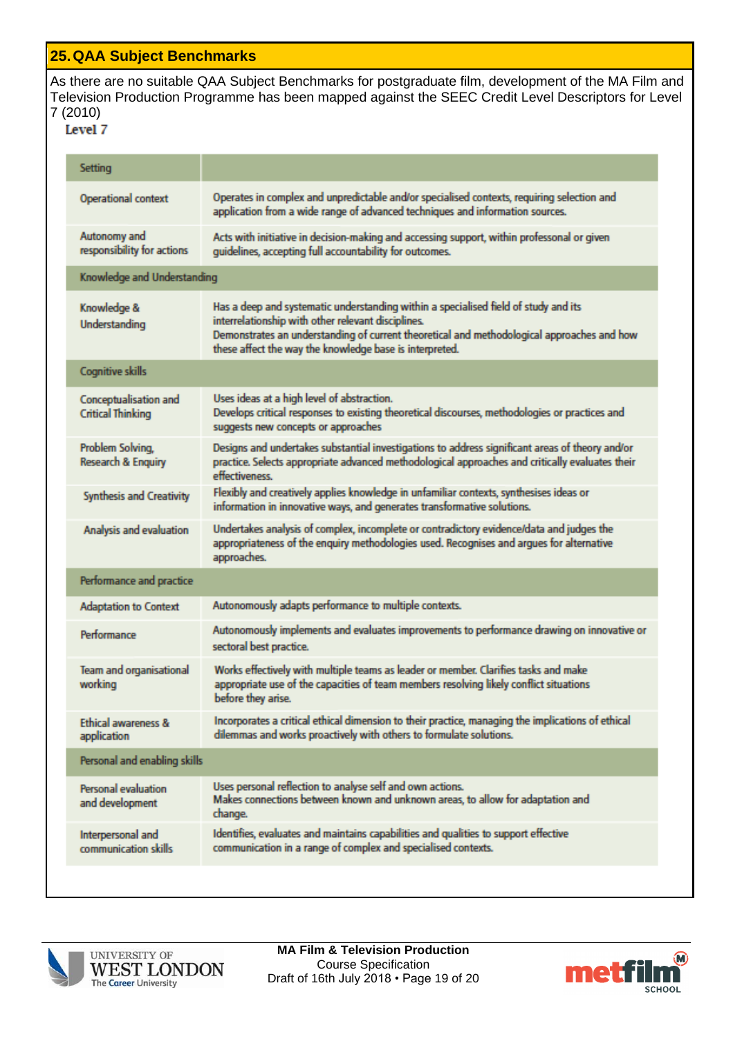## 25. QAA Subject Benchmarks

As there are no suitable QAA Subject Benchmarks for postgraduate film, development of the MA Film and Television Production Programme has been mapped against the SEEC Credit Level Descriptors for Level 7 (2010)

**Level 7**

| Setting | |
|---|---|
| Operational context | Operates in complex and unpredictable and/or specialised contexts, requiring selection and application from a wide range of advanced techniques and information sources. |
| Autonomy and responsibility for actions | Acts with initiative in decision-making and accessing support, within professional or given guidelines, accepting full accountability for outcomes. |
| **Knowledge and Understanding** | |
| Knowledge & Understanding | Has a deep and systematic understanding within a specialised field of study and its interrelationship with other relevant disciplines. Demonstrates an understanding of current theoretical and methodological approaches and how these affect the way the knowledge base is interpreted. |
| **Cognitive skills** | |
| Conceptualisation and Critical Thinking | Uses ideas at a high level of abstraction. Develops critical responses to existing theoretical discourses, methodologies or practices and suggests new concepts or approaches |
| Problem Solving, Research & Enquiry | Designs and undertakes substantial investigations to address significant areas of theory and/or practice. Selects appropriate advanced methodological approaches and critically evaluates their effectiveness. |
| Synthesis and Creativity | Flexibly and creatively applies knowledge in unfamiliar contexts, synthesises ideas or information in innovative ways, and generates transformative solutions. |
| Analysis and evaluation | Undertakes analysis of complex, incomplete or contradictory evidence/data and judges the appropriateness of the enquiry methodologies used. Recognises and argues for alternative approaches. |
| **Performance and practice** | |
| Adaptation to Context | Autonomously adapts performance to multiple contexts. |
| Performance | Autonomously implements and evaluates improvements to performance drawing on innovative or sectoral best practice. |
| Team and organisational working | Works effectively with multiple teams as leader or member. Clarifies tasks and make appropriate use of the capacities of team members resolving likely conflict situations before they arise. |
| Ethical awareness & application | Incorporates a critical ethical dimension to their practice, managing the implications of ethical dilemmas and works proactively with others to formulate solutions. |
| **Personal and enabling skills** | |
| Personal evaluation and development | Uses personal reflection to analyse self and own actions. Makes connections between known and unknown areas, to allow for adaptation and change. |
| Interpersonal and communication skills | Identifies, evaluates and maintains capabilities and qualities to support effective communication in a range of complex and specialised contexts. |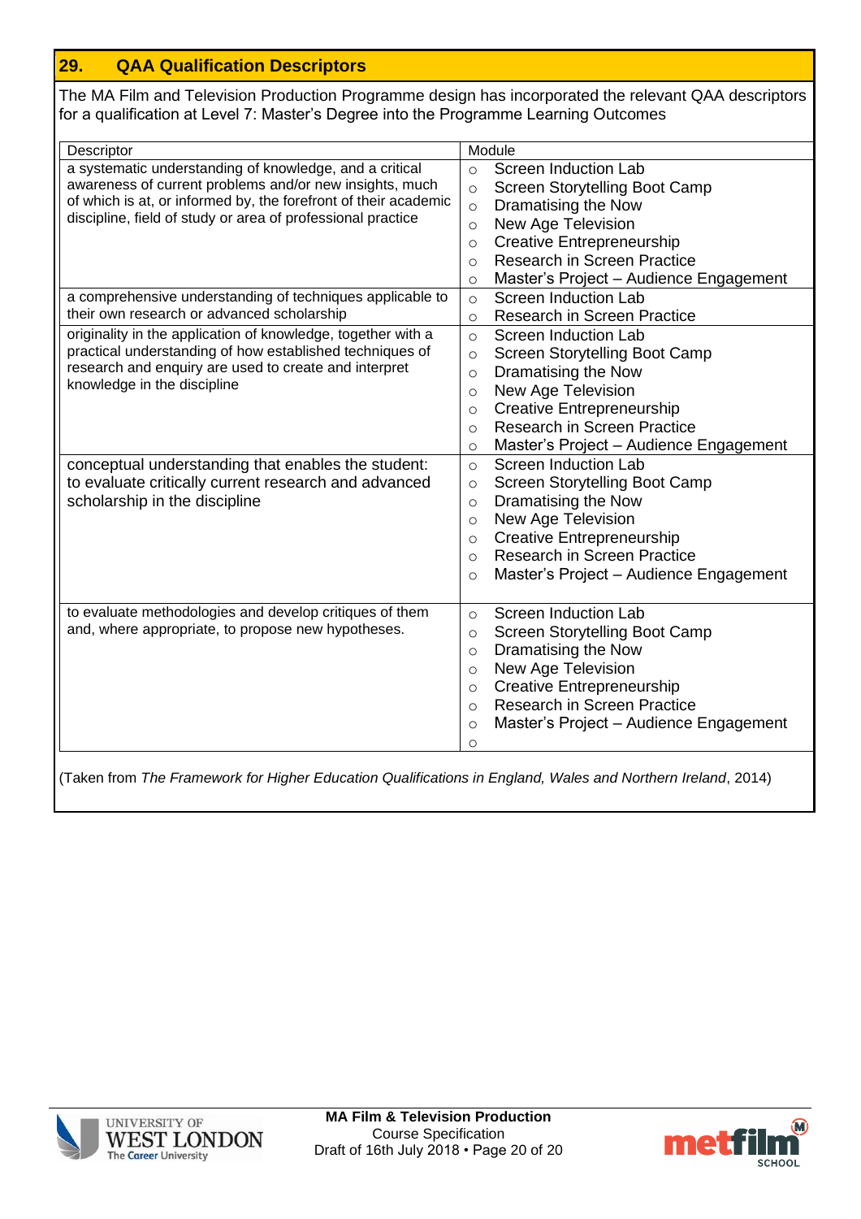## 29. QAA Qualification Descriptors

The MA Film and Television Production Programme design has incorporated the relevant QAA descriptors for a qualification at Level 7: Master's Degree into the Programme Learning Outcomes

| Descriptor | Module |
|---|---|
| a systematic understanding of knowledge, and a critical awareness of current problems and/or new insights, much of which is at, or informed by, the forefront of their academic discipline, field of study or area of professional practice | ○ Screen Induction Lab<br>○ Screen Storytelling Boot Camp<br>○ Dramatising the Now<br>○ New Age Television<br>○ Creative Entrepreneurship<br>○ Research in Screen Practice<br>○ Master's Project – Audience Engagement |
| a comprehensive understanding of techniques applicable to their own research or advanced scholarship | ○ Screen Induction Lab<br>○ Research in Screen Practice |
| originality in the application of knowledge, together with a practical understanding of how established techniques of research and enquiry are used to create and interpret knowledge in the discipline | ○ Screen Induction Lab<br>○ Screen Storytelling Boot Camp<br>○ Dramatising the Now<br>○ New Age Television<br>○ Creative Entrepreneurship<br>○ Research in Screen Practice<br>○ Master's Project – Audience Engagement |
| conceptual understanding that enables the student: to evaluate critically current research and advanced scholarship in the discipline | ○ Screen Induction Lab<br>○ Screen Storytelling Boot Camp<br>○ Dramatising the Now<br>○ New Age Television<br>○ Creative Entrepreneurship<br>○ Research in Screen Practice<br>○ Master's Project – Audience Engagement |
| to evaluate methodologies and develop critiques of them and, where appropriate, to propose new hypotheses. | ○ Screen Induction Lab<br>○ Screen Storytelling Boot Camp<br>○ Dramatising the Now<br>○ New Age Television<br>○ Creative Entrepreneurship<br>○ Research in Screen Practice<br>○ Master's Project – Audience Engagement<br>○ |

(Taken from *The Framework for Higher Education Qualifications in England, Wales and Northern Ireland*, 2014)